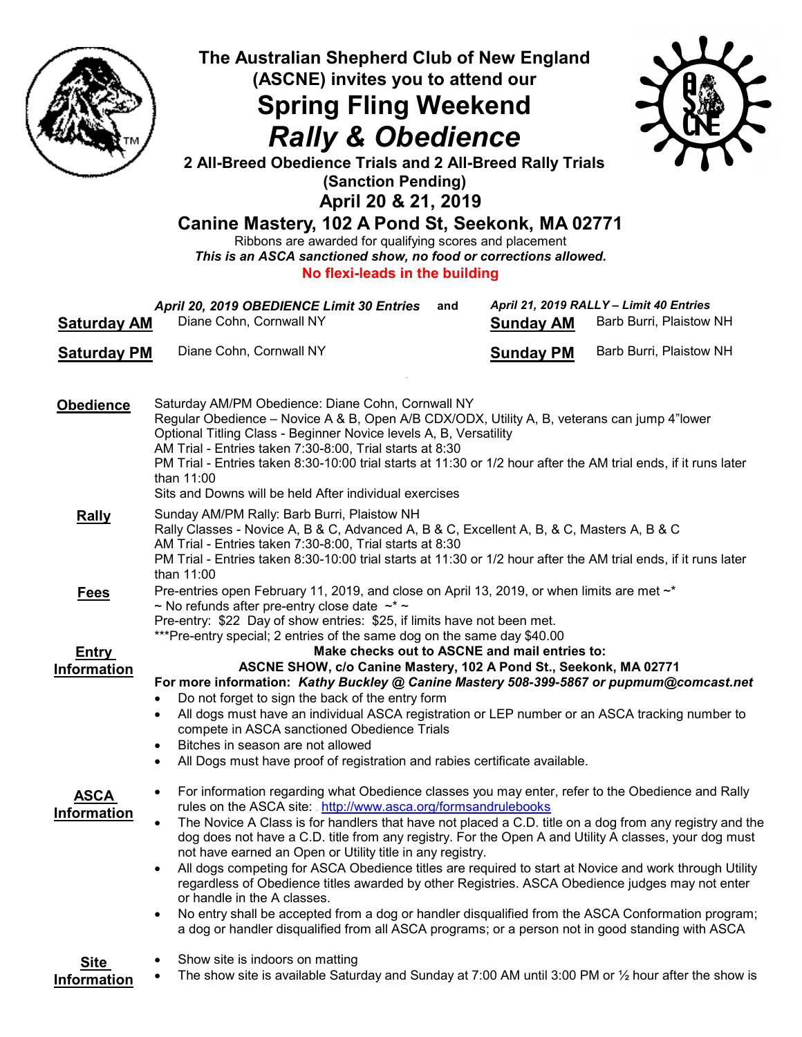# The Australian Shepherd Club of New England (ASCNE) invites you to attend our

# Spring Fling Weekend

# *Rally & Obedience*

**2 All-Breed Obedience Trials and 2 All-Breed Rally Trials**
**(Sanction Pending)**

## April 20 & 21, 2019

## Canine Mastery, 102 A Pond St, Seekonk, MA 02771

Ribbons are awarded for qualifying scores and placement

***This is an ASCA sanctioned show, no food or corrections allowed.***

**No flexi-leads in the building**

| | ***April 20, 2019 OBEDIENCE Limit 30 Entries*** **and** | | ***April 21, 2019 RALLY – Limit 40 Entries*** |
|---|---|---|---|
| **Saturday AM** | Diane Cohn, Cornwall NY | **Sunday AM** | Barb Burri, Plaistow NH |
| **Saturday PM** | Diane Cohn, Cornwall NY | **Sunday PM** | Barb Burri, Plaistow NH |

**Obedience**

Saturday AM/PM Obedience: Diane Cohn, Cornwall NY
Regular Obedience – Novice A & B, Open A/B CDX/ODX, Utility A, B, veterans can jump 4"lower
Optional Titling Class - Beginner Novice levels A, B, Versatility
AM Trial - Entries taken 7:30-8:00, Trial starts at 8:30
PM Trial - Entries taken 8:30-10:00 trial starts at 11:30 or 1/2 hour after the AM trial ends, if it runs later than 11:00
Sits and Downs will be held After individual exercises

**Rally**

Sunday AM/PM Rally: Barb Burri, Plaistow NH
Rally Classes - Novice A, B & C, Advanced A, B & C, Excellent A, B, & C, Masters A, B & C
AM Trial - Entries taken 7:30-8:00, Trial starts at 8:30
PM Trial - Entries taken 8:30-10:00 trial starts at 11:30 or 1/2 hour after the AM trial ends, if it runs later than 11:00

**Fees**

Pre-entries open February 11, 2019, and close on April 13, 2019, or when limits are met ~*
~ No refunds after pre-entry close date ~* ~
Pre-entry: $22 Day of show entries: $25, if limits have not been met.
***Pre-entry special; 2 entries of the same dog on the same day $40.00

**Entry Information**

**Make checks out to ASCNE and mail entries to:**
**ASCNE SHOW, c/o Canine Mastery, 102 A Pond St., Seekonk, MA 02771**
**For more information: *Kathy Buckley @ Canine Mastery 508-399-5867 or pupmum@comcast.net***

- Do not forget to sign the back of the entry form
- All dogs must have an individual ASCA registration or LEP number or an ASCA tracking number to compete in ASCA sanctioned Obedience Trials
- Bitches in season are not allowed
- All Dogs must have proof of registration and rabies certificate available.

**ASCA Information**

- For information regarding what Obedience classes you may enter, refer to the Obedience and Rally rules on the ASCA site: http://www.asca.org/formsandrulebooks
- The Novice A Class is for handlers that have not placed a C.D. title on a dog from any registry and the dog does not have a C.D. title from any registry. For the Open A and Utility A classes, your dog must not have earned an Open or Utility title in any registry.
- All dogs competing for ASCA Obedience titles are required to start at Novice and work through Utility regardless of Obedience titles awarded by other Registries. ASCA Obedience judges may not enter or handle in the A classes.
- No entry shall be accepted from a dog or handler disqualified from the ASCA Conformation program; a dog or handler disqualified from all ASCA programs; or a person not in good standing with ASCA

**Site Information**

- Show site is indoors on matting
- The show site is available Saturday and Sunday at 7:00 AM until 3:00 PM or ½ hour after the show is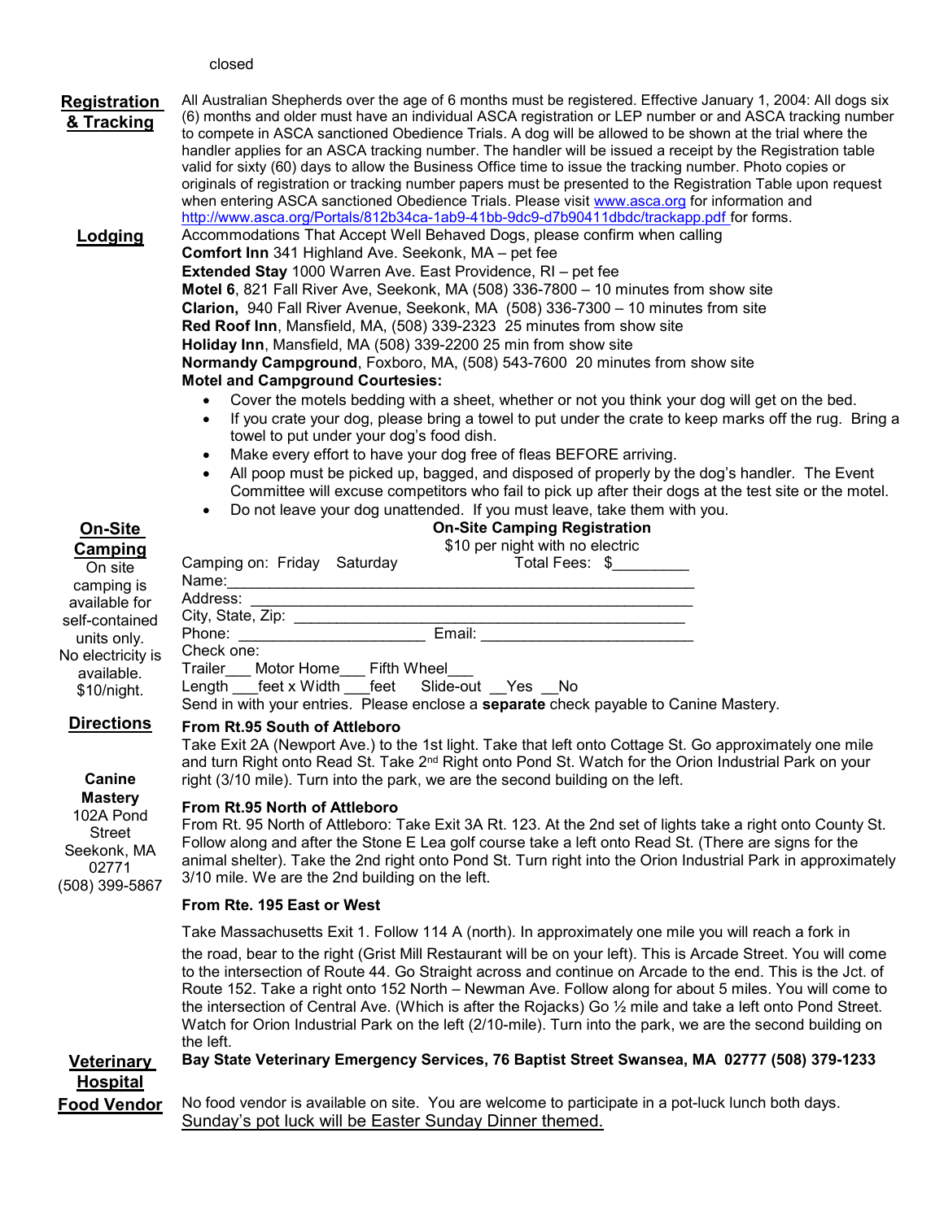closed

**Registration & Tracking**

All Australian Shepherds over the age of 6 months must be registered. Effective January 1, 2004: All dogs six (6) months and older must have an individual ASCA registration or LEP number or and ASCA tracking number to compete in ASCA sanctioned Obedience Trials. A dog will be allowed to be shown at the trial where the handler applies for an ASCA tracking number. The handler will be issued a receipt by the Registration table valid for sixty (60) days to allow the Business Office time to issue the tracking number. Photo copies or originals of registration or tracking number papers must be presented to the Registration Table upon request when entering ASCA sanctioned Obedience Trials. Please visit www.asca.org for information and http://www.asca.org/Portals/812b34ca-1ab9-41bb-9dc9-d7b90411dbdc/trackapp.pdf for forms.

**Lodging**

Accommodations That Accept Well Behaved Dogs, please confirm when calling

**Comfort Inn** 341 Highland Ave. Seekonk, MA – pet fee
**Extended Stay** 1000 Warren Ave. East Providence, RI – pet fee
**Motel 6**, 821 Fall River Ave, Seekonk, MA (508) 336-7800 – 10 minutes from show site
**Clarion,** 940 Fall River Avenue, Seekonk, MA (508) 336-7300 – 10 minutes from site
**Red Roof Inn**, Mansfield, MA, (508) 339-2323 25 minutes from show site
**Holiday Inn**, Mansfield, MA (508) 339-2200 25 min from show site
**Normandy Campground**, Foxboro, MA, (508) 543-7600 20 minutes from show site

**Motel and Campground Courtesies:**

- Cover the motels bedding with a sheet, whether or not you think your dog will get on the bed.
- If you crate your dog, please bring a towel to put under the crate to keep marks off the rug. Bring a towel to put under your dog's food dish.
- Make every effort to have your dog free of fleas BEFORE arriving.
- All poop must be picked up, bagged, and disposed of properly by the dog's handler. The Event Committee will excuse competitors who fail to pick up after their dogs at the test site or the motel.
- Do not leave your dog unattended. If you must leave, take them with you.

**On-Site Camping**

On site camping is available for self-contained units only. No electricity is available. $10/night.

**On-Site Camping Registration**
$10 per night with no electric

Camping on: Friday Saturday Total Fees: $_________
Name:_______________________________________________________
Address: _____________________________________________________
City, State, Zip: ______________________________________________
Phone: ______________________ Email: _________________________
Check one:
Trailer___ Motor Home___ Fifth Wheel___
Length ___feet x Width ___feet Slide-out __Yes __No
Send in with your entries. Please enclose a **separate** check payable to Canine Mastery.

**Directions**

**Canine Mastery**
102A Pond Street
Seekonk, MA 02771
(508) 399-5867

**From Rt.95 South of Attleboro**

Take Exit 2A (Newport Ave.) to the 1st light. Take that left onto Cottage St. Go approximately one mile and turn Right onto Read St. Take 2nd Right onto Pond St. Watch for the Orion Industrial Park on your right (3/10 mile). Turn into the park, we are the second building on the left.

**From Rt.95 North of Attleboro**

From Rt. 95 North of Attleboro: Take Exit 3A Rt. 123. At the 2nd set of lights take a right onto County St. Follow along and after the Stone E Lea golf course take a left onto Read St. (There are signs for the animal shelter). Take the 2nd right onto Pond St. Turn right into the Orion Industrial Park in approximately 3/10 mile. We are the 2nd building on the left.

**From Rte. 195 East or West**

Take Massachusetts Exit 1. Follow 114 A (north). In approximately one mile you will reach a fork in the road, bear to the right (Grist Mill Restaurant will be on your left). This is Arcade Street. You will come to the intersection of Route 44. Go Straight across and continue on Arcade to the end. This is the Jct. of Route 152. Take a right onto 152 North – Newman Ave. Follow along for about 5 miles. You will come to the intersection of Central Ave. (Which is after the Rojacks) Go ½ mile and take a left onto Pond Street. Watch for Orion Industrial Park on the left (2/10-mile). Turn into the park, we are the second building on the left.

**Veterinary Hospital**

**Bay State Veterinary Emergency Services, 76 Baptist Street Swansea, MA 02777 (508) 379-1233**

**Food Vendor**

No food vendor is available on site. You are welcome to participate in a pot-luck lunch both days.
Sunday's pot luck will be Easter Sunday Dinner themed.